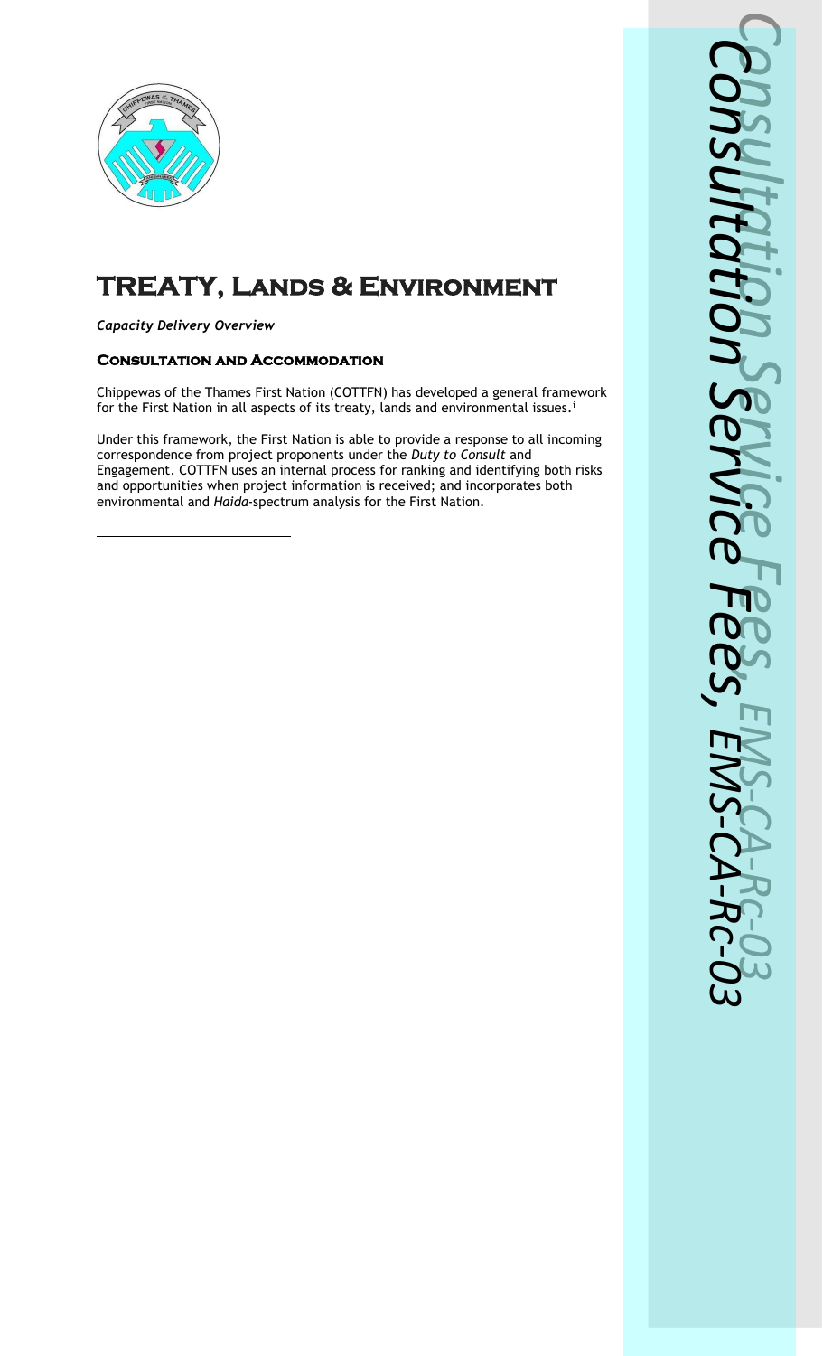# TREATY, Lands & Environment

***Capacity Delivery Overview***

### Consultation and Accommodation

Chippewas of the Thames First Nation (COTTFN) has developed a general framework for the First Nation in all aspects of its treaty, lands and environmental issues.[i]

Under this framework, the First Nation is able to provide a response to all incoming correspondence from project proponents under the *Duty to Consult* and Engagement. COTTFN uses an internal process for ranking and identifying both risks and opportunities when project information is received; and incorporates both environmental and *Haida*-spectrum analysis for the First Nation.

---

*Consultation Service Fees, EMS-CA-Rc-03*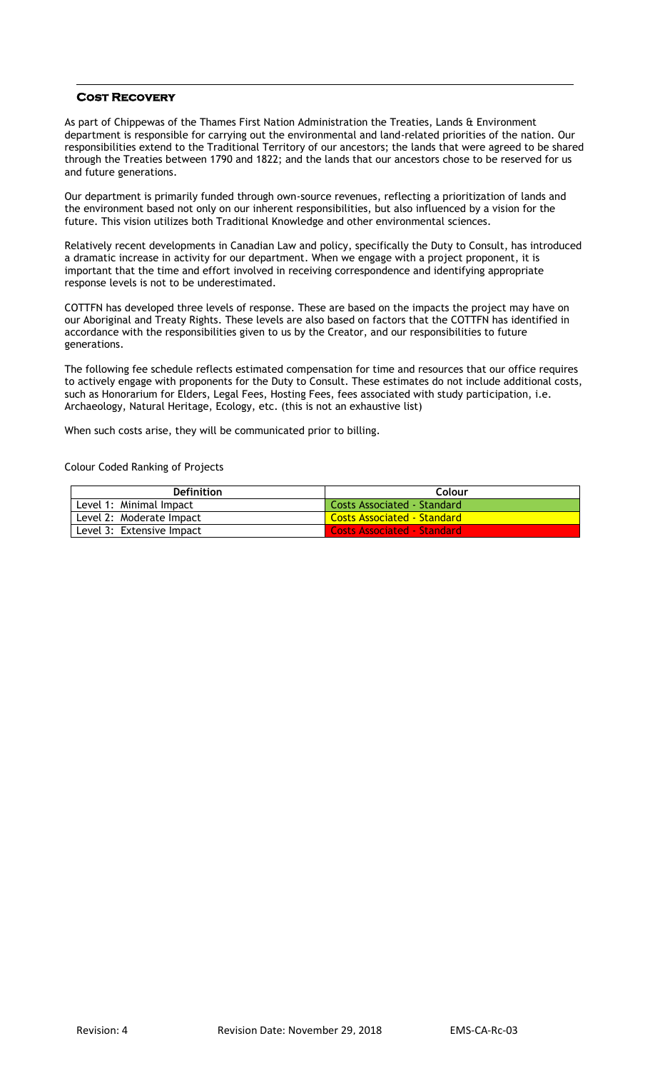## Cost Recovery

As part of Chippewas of the Thames First Nation Administration the Treaties, Lands & Environment department is responsible for carrying out the environmental and land-related priorities of the nation. Our responsibilities extend to the Traditional Territory of our ancestors; the lands that were agreed to be shared through the Treaties between 1790 and 1822; and the lands that our ancestors chose to be reserved for us and future generations.

Our department is primarily funded through own-source revenues, reflecting a prioritization of lands and the environment based not only on our inherent responsibilities, but also influenced by a vision for the future. This vision utilizes both Traditional Knowledge and other environmental sciences.

Relatively recent developments in Canadian Law and policy, specifically the Duty to Consult, has introduced a dramatic increase in activity for our department. When we engage with a project proponent, it is important that the time and effort involved in receiving correspondence and identifying appropriate response levels is not to be underestimated.

COTTFN has developed three levels of response. These are based on the impacts the project may have on our Aboriginal and Treaty Rights. These levels are also based on factors that the COTTFN has identified in accordance with the responsibilities given to us by the Creator, and our responsibilities to future generations.

The following fee schedule reflects estimated compensation for time and resources that our office requires to actively engage with proponents for the Duty to Consult. These estimates do not include additional costs, such as Honorarium for Elders, Legal Fees, Hosting Fees, fees associated with study participation, i.e. Archaeology, Natural Heritage, Ecology, etc. (this is not an exhaustive list)

When such costs arise, they will be communicated prior to billing.

Colour Coded Ranking of Projects

| Definition | Colour |
|---|---|
| Level 1: Minimal Impact | Costs Associated - Standard |
| Level 2: Moderate Impact | Costs Associated - Standard |
| Level 3: Extensive Impact | Costs Associated - Standard |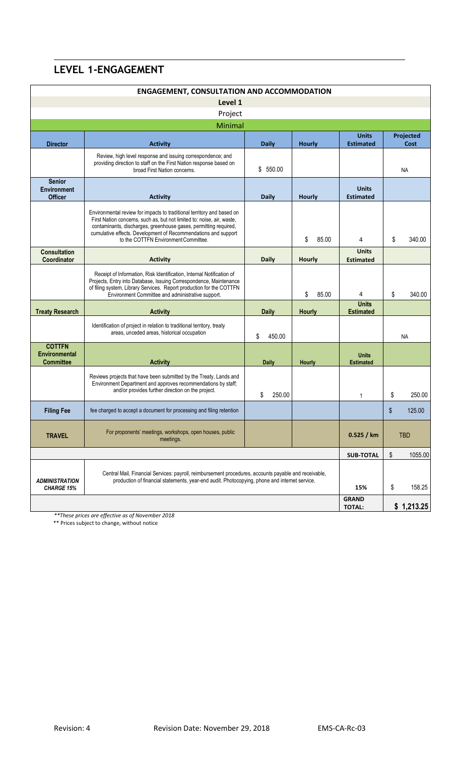## LEVEL 1-ENGAGEMENT

| ENGAGEMENT, CONSULTATION AND ACCOMMODATION | | | | | |
|---|---|---|---|---|---|
| Level 1 | | | | | |
| Project | | | | | |
| Minimal | | | | | |
| **Director** | **Activity** | **Daily** | **Hourly** | **Units Estimated** | **Projected Cost** |
| | Review, high level response and issuing correspondence; and providing direction to staff on the First Nation response based on broad First Nation concerns. | $ 550.00 | | | NA |
| **Senior Environment Officer** | **Activity** | **Daily** | **Hourly** | **Units Estimated** | |
| | Environmental review for impacts to traditional territory and based on First Nation concerns, such as, but not limited to: noise, air, waste, contaminants, discharges, greenhouse gases, permitting required, cumulative effects. Development of Recommendations and support to the COTTFN Environment Committee. | | $ 85.00 | 4 | $ 340.00 |
| **Consultation Coordinator** | **Activity** | **Daily** | **Hourly** | **Units Estimated** | |
| | Receipt of Information, Risk Identification, Internal Notification of Projects, Entry into Database, Issuing Correspondence, Maintenance of filing system, Library Services. Report production for the COTTFN Environment Committee and administrative support. | | $ 85.00 | 4 | $ 340.00 |
| **Treaty Research** | **Activity** | **Daily** | **Hourly** | **Units Estimated** | |
| | Identification of project in relation to traditional territory, treaty areas, unceded areas, historical occupation | $ 450.00 | | | NA |
| **COTTFN Environmental Committee** | **Activity** | **Daily** | **Hourly** | **Units Estimated** | |
| | Reviews projects that have been submitted by the Treaty, Lands and Environment Department and approves recommendations by staff; and/or provides further direction on the project. | $ 250.00 | | 1 | $ 250.00 |
| **Filing Fee** | fee charged to accept a document for processing and filing retention | | | | $ 125.00 |
| **TRAVEL** | For proponents' meetings, workshops, open houses, public meetings. | | | 0.525 / km | TBD |
| | | | | **SUB-TOTAL** | $ 1055.00 |
| ***ADMINISTRATION CHARGE 15%*** | Central Mail, Financial Services: payroll, reimbursement procedures, accounts payable and receivable, production of financial statements, year-end audit. Photocopying, phone and internet service. | | | **15%** | $ 158.25 |
| | | | | **GRAND TOTAL:** | **$ 1,213.25** |

*\*\*These prices are effective as of November 2018*

\*\* Prices subject to change, without notice

Revision: 4 Revision Date: November 29, 2018 EMS-CA-Rc-03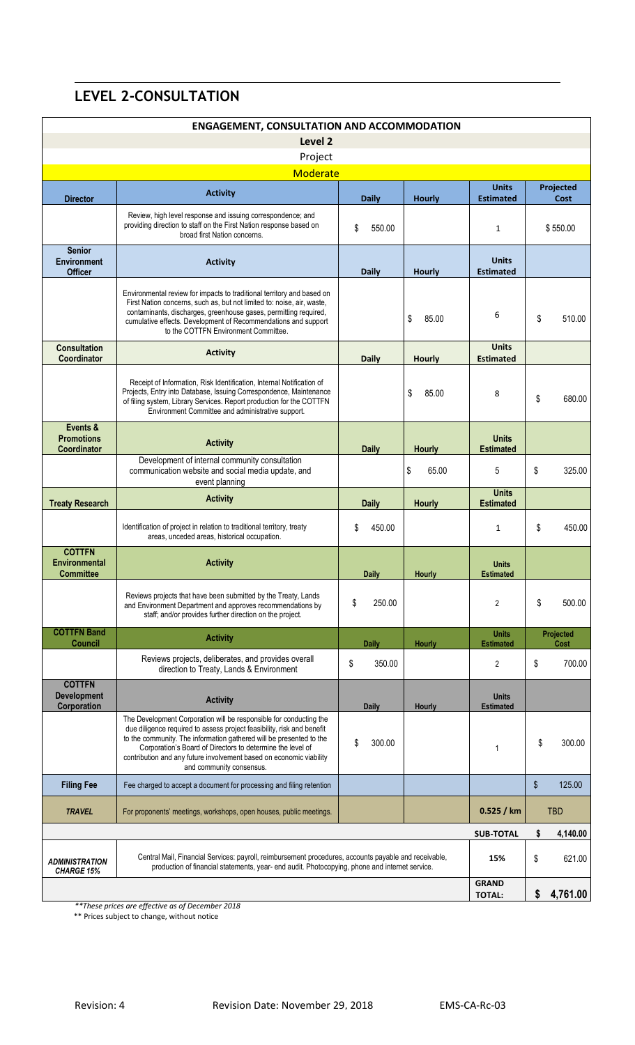## LEVEL 2-CONSULTATION

| ENGAGEMENT, CONSULTATION AND ACCOMMODATION | | | | | |
|---|---|---|---|---|---|
| Level 2 | | | | | |
| Project | | | | | |
| Moderate | | | | | |
| **Director** | **Activity** | **Daily** | **Hourly** | **Units Estimated** | **Projected Cost** |
| | Review, high level response and issuing correspondence; and providing direction to staff on the First Nation response based on broad first Nation concerns. | $ 550.00 | | 1 | $ 550.00 |
| **Senior Environment Officer** | **Activity** | **Daily** | **Hourly** | **Units Estimated** | |
| | Environmental review for impacts to traditional territory and based on First Nation concerns, such as, but not limited to: noise, air, waste, contaminants, discharges, greenhouse gases, permitting required, cumulative effects. Development of Recommendations and support to the COTTFN Environment Committee. | | $ 85.00 | 6 | $ 510.00 |
| **Consultation Coordinator** | **Activity** | **Daily** | **Hourly** | **Units Estimated** | |
| | Receipt of Information, Risk Identification, Internal Notification of Projects, Entry into Database, Issuing Correspondence, Maintenance of filing system, Library Services. Report production for the COTTFN Environment Committee and administrative support. | | $ 85.00 | 8 | $ 680.00 |
| **Events & Promotions Coordinator** | **Activity** | **Daily** | **Hourly** | **Units Estimated** | |
| | Development of internal community consultation communication website and social media update, and event planning | | $ 65.00 | 5 | $ 325.00 |
| **Treaty Research** | **Activity** | **Daily** | **Hourly** | **Units Estimated** | |
| | Identification of project in relation to traditional territory, treaty areas, unceded areas, historical occupation. | $ 450.00 | | 1 | $ 450.00 |
| **COTTFN Environmental Committee** | **Activity** | **Daily** | **Hourly** | **Units Estimated** | |
| | Reviews projects that have been submitted by the Treaty, Lands and Environment Department and approves recommendations by staff; and/or provides further direction on the project. | $ 250.00 | | 2 | $ 500.00 |
| **COTTFN Band Council** | **Activity** | **Daily** | **Hourly** | **Units Estimated** | **Projected Cost** |
| | Reviews projects, deliberates, and provides overall direction to Treaty, Lands & Environment | $ 350.00 | | 2 | $ 700.00 |
| **COTTFN Development Corporation** | **Activity** | **Daily** | **Hourly** | **Units Estimated** | |
| | The Development Corporation will be responsible for conducting the due diligence required to assess project feasibility, risk and benefit to the community. The information gathered will be presented to the Corporation's Board of Directors to determine the level of contribution and any future involvement based on economic viability and community consensus. | $ 300.00 | | 1 | $ 300.00 |
| **Filing Fee** | Fee charged to accept a document for processing and filing retention | | | | $ 125.00 |
| ***TRAVEL*** | For proponents' meetings, workshops, open houses, public meetings. | | | 0.525 / km | TBD |
| | | | | **SUB-TOTAL** | **$ 4,140.00** |
| ***ADMINISTRATION CHARGE 15%*** | Central Mail, Financial Services: payroll, reimbursement procedures, accounts payable and receivable, production of financial statements, year- end audit. Photocopying, phone and internet service. | | | **15%** | $ 621.00 |
| | | | | **GRAND TOTAL:** | **$ 4,761.00** |

*\*\*These prices are effective as of December 2018*

\*\* Prices subject to change, without notice

Revision: 4 Revision Date: November 29, 2018 EMS-CA-Rc-03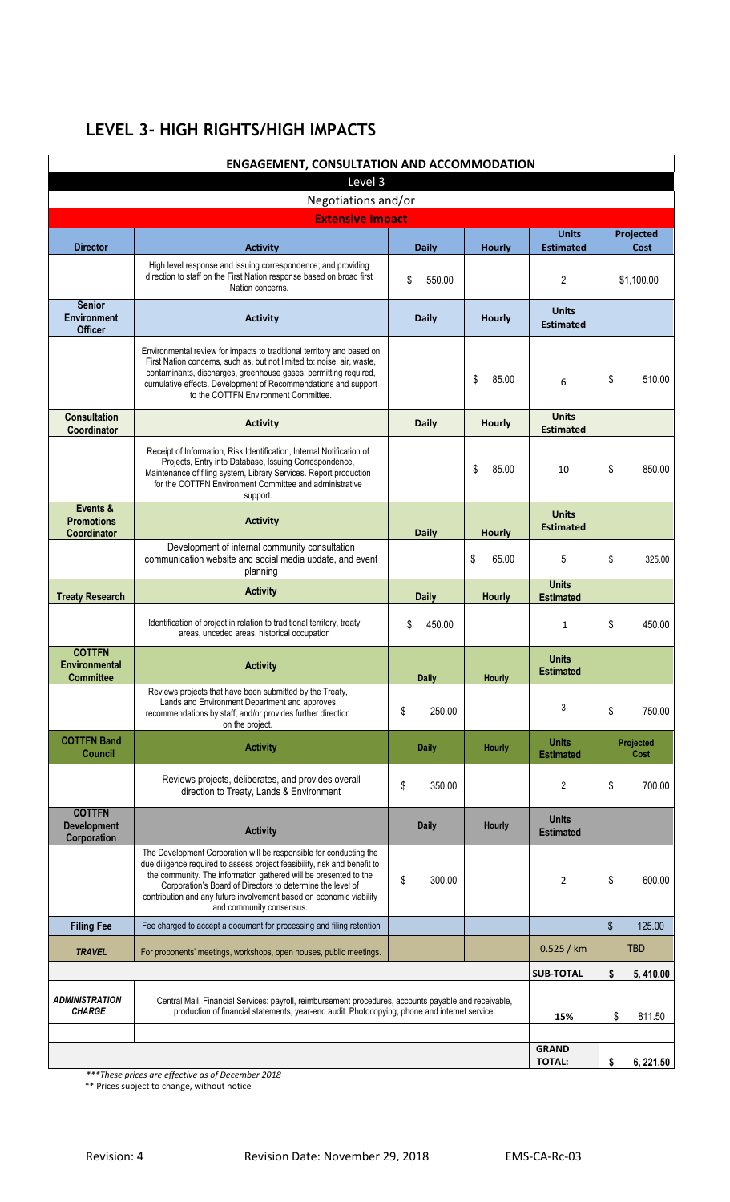## LEVEL 3- HIGH RIGHTS/HIGH IMPACTS

| ENGAGEMENT, CONSULTATION AND ACCOMMODATION | | | | | |
|---|---|---|---|---|---|
| Level 3 | | | | | |
| Negotiations and/or | | | | | |
| Extensive Impact | | | | | |
| **Director** | **Activity** | **Daily** | **Hourly** | **Units Estimated** | **Projected Cost** |
| | High level response and issuing correspondence; and providing direction to staff on the First Nation response based on broad first Nation concerns. | $ 550.00 | | 2 | $1,100.00 |
| **Senior Environment Officer** | **Activity** | **Daily** | **Hourly** | **Units Estimated** | |
| | Environmental review for impacts to traditional territory and based on First Nation concerns, such as, but not limited to: noise, air, waste, contaminants, discharges, greenhouse gases, permitting required, cumulative effects. Development of Recommendations and support to the COTTFN Environment Committee. | | $ 85.00 | 6 | $ 510.00 |
| **Consultation Coordinator** | **Activity** | **Daily** | **Hourly** | **Units Estimated** | |
| | Receipt of Information, Risk Identification, Internal Notification of Projects, Entry into Database, Issuing Correspondence, Maintenance of filing system, Library Services. Report production for the COTTFN Environment Committee and administrative support. | | $ 85.00 | 10 | $ 850.00 |
| **Events & Promotions Coordinator** | **Activity** | **Daily** | **Hourly** | **Units Estimated** | |
| | Development of internal community consultation communication website and social media update, and event planning | | $ 65.00 | 5 | $ 325.00 |
| **Treaty Research** | **Activity** | **Daily** | **Hourly** | **Units Estimated** | |
| | Identification of project in relation to traditional territory, treaty areas, unceded areas, historical occupation | $ 450.00 | | 1 | $ 450.00 |
| **COTTFN Environmental Committee** | **Activity** | **Daily** | **Hourly** | **Units Estimated** | |
| | Reviews projects that have been submitted by the Treaty, Lands and Environment Department and approves recommendations by staff; and/or provides further direction on the project. | $ 250.00 | | 3 | $ 750.00 |
| **COTTFN Band Council** | **Activity** | **Daily** | **Hourly** | **Units Estimated** | **Projected Cost** |
| | Reviews projects, deliberates, and provides overall direction to Treaty, Lands & Environment | $ 350.00 | | 2 | $ 700.00 |
| **COTTFN Development Corporation** | **Activity** | **Daily** | **Hourly** | **Units Estimated** | |
| | The Development Corporation will be responsible for conducting the due diligence required to assess project feasibility, risk and benefit to the community. The information gathered will be presented to the Corporation's Board of Directors to determine the level of contribution and any future involvement based on economic viability and community consensus. | $ 300.00 | | 2 | $ 600.00 |
| **Filing Fee** | Fee charged to accept a document for processing and filing retention | | | | $ 125.00 |
| ***TRAVEL*** | For proponents' meetings, workshops, open houses, public meetings. | | | 0.525 / km | TBD |
| | | | | **SUB-TOTAL** | **$ 5, 410.00** |
| ***ADMINISTRATION CHARGE*** | Central Mail, Financial Services: payroll, reimbursement procedures, accounts payable and receivable, production of financial statements, year-end audit. Photocopying, phone and internet service. | | | 15% | $ 811.50 |
| | | | | **GRAND TOTAL:** | **$ 6, 221.50** |

****These prices are effective as of December 2018*

** Prices subject to change, without notice

Revision: 4 Revision Date: November 29, 2018 EMS-CA-Rc-03